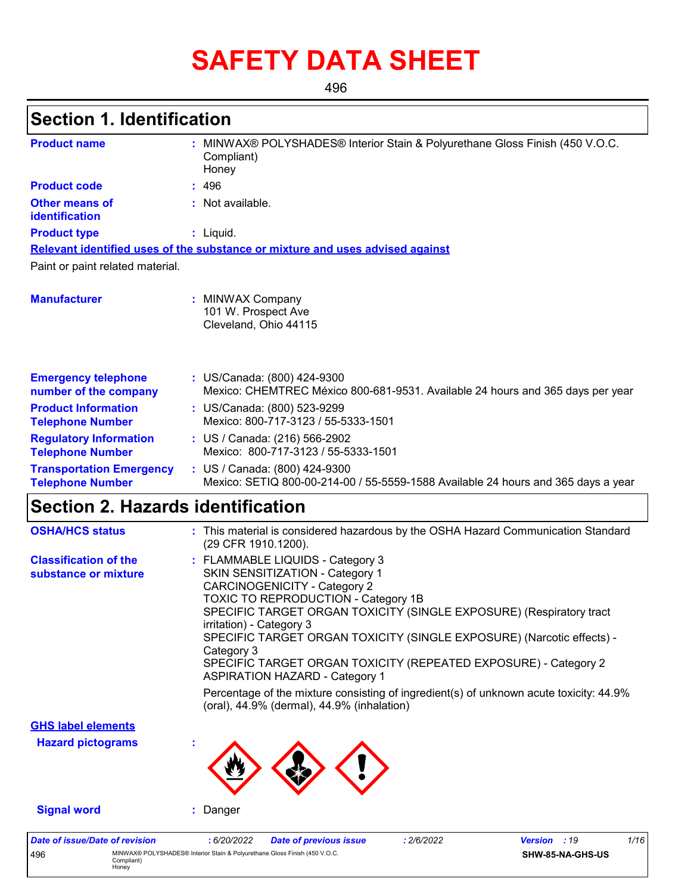# SAFETY DATA SHEET

496

## Section 1. Identification

| | | |
|---|---|---|
| **Product name** | : | MINWAX® POLYSHADES® Interior Stain & Polyurethane Gloss Finish (450 V.O.C. Compliant)<br>Honey |
| **Product code** | : | 496 |
| **Other means of identification** | : | Not available. |
| **Product type** | : | Liquid. |

**Relevant identified uses of the substance or mixture and uses advised against**

Paint or paint related material.

| | | |
|---|---|---|
| **Manufacturer** | : | MINWAX Company<br>101 W. Prospect Ave<br>Cleveland, Ohio 44115 |
| **Emergency telephone number of the company** | : | US/Canada: (800) 424-9300<br>Mexico: CHEMTREC México 800-681-9531. Available 24 hours and 365 days per year |
| **Product Information Telephone Number** | : | US/Canada: (800) 523-9299<br>Mexico: 800-717-3123 / 55-5333-1501 |
| **Regulatory Information Telephone Number** | : | US / Canada: (216) 566-2902<br>Mexico: 800-717-3123 / 55-5333-1501 |
| **Transportation Emergency Telephone Number** | : | US / Canada: (800) 424-9300<br>Mexico: SETIQ 800-00-214-00 / 55-5559-1588 Available 24 hours and 365 days a year |

## Section 2. Hazards identification

| | | |
|---|---|---|
| **OSHA/HCS status** | : | This material is considered hazardous by the OSHA Hazard Communication Standard (29 CFR 1910.1200). |
| **Classification of the substance or mixture** | : | FLAMMABLE LIQUIDS - Category 3<br>SKIN SENSITIZATION - Category 1<br>CARCINOGENICITY - Category 2<br>TOXIC TO REPRODUCTION - Category 1B<br>SPECIFIC TARGET ORGAN TOXICITY (SINGLE EXPOSURE) (Respiratory tract irritation) - Category 3<br>SPECIFIC TARGET ORGAN TOXICITY (SINGLE EXPOSURE) (Narcotic effects) - Category 3<br>SPECIFIC TARGET ORGAN TOXICITY (REPEATED EXPOSURE) - Category 2<br>ASPIRATION HAZARD - Category 1<br><br>Percentage of the mixture consisting of ingredient(s) of unknown acute toxicity: 44.9% (oral), 44.9% (dermal), 44.9% (inhalation) |

**GHS label elements**

| | | |
|---|---|---|
| **Hazard pictograms** | : | |
| **Signal word** | : | Danger |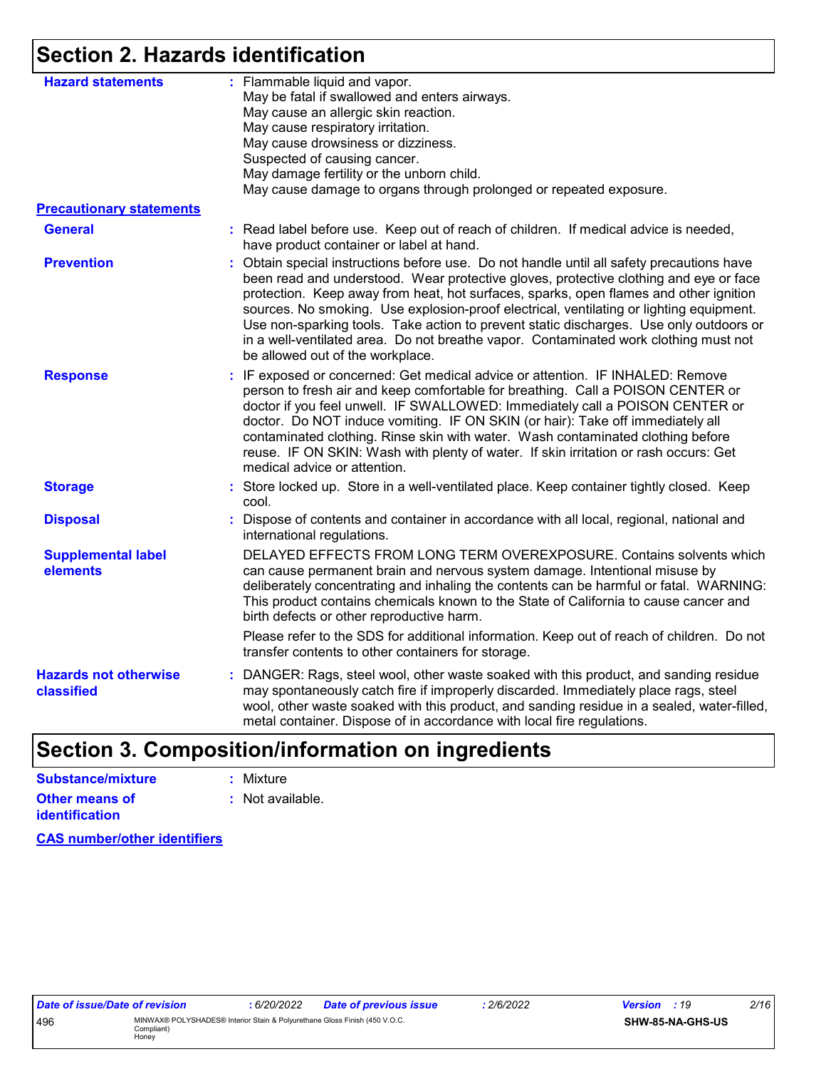## Section 2. Hazards identification

**Hazard statements** : Flammable liquid and vapor.
May be fatal if swallowed and enters airways.
May cause an allergic skin reaction.
May cause respiratory irritation.
May cause drowsiness or dizziness.
Suspected of causing cancer.
May damage fertility or the unborn child.
May cause damage to organs through prolonged or repeated exposure.

**Precautionary statements**

**General** : Read label before use. Keep out of reach of children. If medical advice is needed, have product container or label at hand.

**Prevention** : Obtain special instructions before use. Do not handle until all safety precautions have been read and understood. Wear protective gloves, protective clothing and eye or face protection. Keep away from heat, hot surfaces, sparks, open flames and other ignition sources. No smoking. Use explosion-proof electrical, ventilating or lighting equipment. Use non-sparking tools. Take action to prevent static discharges. Use only outdoors or in a well-ventilated area. Do not breathe vapor. Contaminated work clothing must not be allowed out of the workplace.

**Response** : IF exposed or concerned: Get medical advice or attention. IF INHALED: Remove person to fresh air and keep comfortable for breathing. Call a POISON CENTER or doctor if you feel unwell. IF SWALLOWED: Immediately call a POISON CENTER or doctor. Do NOT induce vomiting. IF ON SKIN (or hair): Take off immediately all contaminated clothing. Rinse skin with water. Wash contaminated clothing before reuse. IF ON SKIN: Wash with plenty of water. If skin irritation or rash occurs: Get medical advice or attention.

**Storage** : Store locked up. Store in a well-ventilated place. Keep container tightly closed. Keep cool.

**Disposal** : Dispose of contents and container in accordance with all local, regional, national and international regulations.

**Supplemental label elements** DELAYED EFFECTS FROM LONG TERM OVEREXPOSURE. Contains solvents which can cause permanent brain and nervous system damage. Intentional misuse by deliberately concentrating and inhaling the contents can be harmful or fatal. WARNING: This product contains chemicals known to the State of California to cause cancer and birth defects or other reproductive harm.

Please refer to the SDS for additional information. Keep out of reach of children. Do not transfer contents to other containers for storage.

**Hazards not otherwise classified** : DANGER: Rags, steel wool, other waste soaked with this product, and sanding residue may spontaneously catch fire if improperly discarded. Immediately place rags, steel wool, other waste soaked with this product, and sanding residue in a sealed, water-filled, metal container. Dispose of in accordance with local fire regulations.

## Section 3. Composition/information on ingredients

**Substance/mixture** : Mixture

**Other means of identification** : Not available.

**CAS number/other identifiers**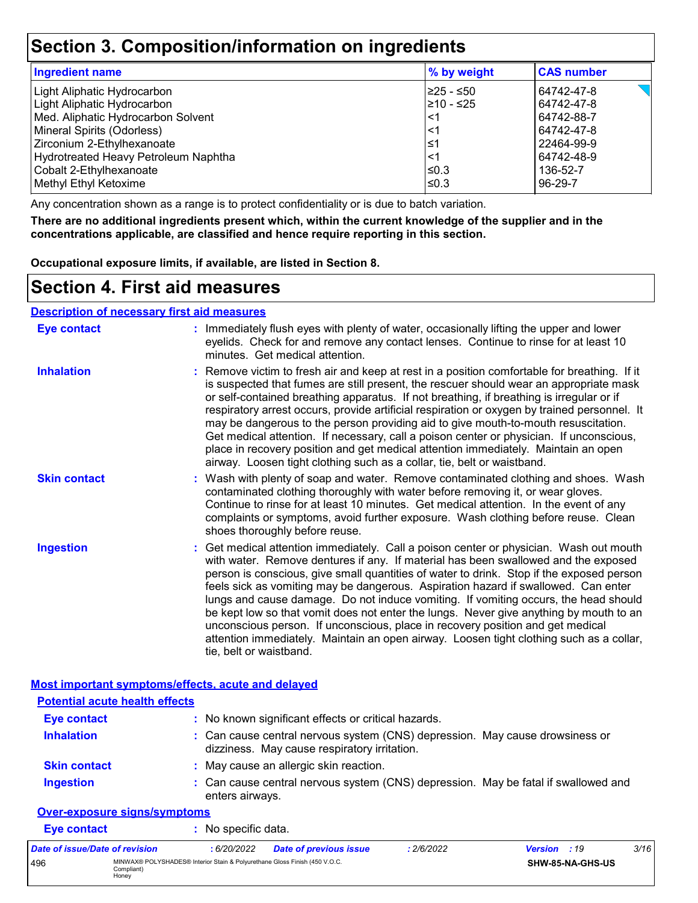# Section 3. Composition/information on ingredients

| Ingredient name | % by weight | CAS number |
|---|---|---|
| Light Aliphatic Hydrocarbon | ≥25 - ≤50 | 64742-47-8 |
| Light Aliphatic Hydrocarbon | ≥10 - ≤25 | 64742-47-8 |
| Med. Aliphatic Hydrocarbon Solvent | <1 | 64742-88-7 |
| Mineral Spirits (Odorless) | <1 | 64742-47-8 |
| Zirconium 2-Ethylhexanoate | ≤1 | 22464-99-9 |
| Hydrotreated Heavy Petroleum Naphtha | <1 | 64742-48-9 |
| Cobalt 2-Ethylhexanoate | ≤0.3 | 136-52-7 |
| Methyl Ethyl Ketoxime | ≤0.3 | 96-29-7 |

Any concentration shown as a range is to protect confidentiality or is due to batch variation.

**There are no additional ingredients present which, within the current knowledge of the supplier and in the concentrations applicable, are classified and hence require reporting in this section.**

**Occupational exposure limits, if available, are listed in Section 8.**

# Section 4. First aid measures

## Description of necessary first aid measures

**Eye contact** : Immediately flush eyes with plenty of water, occasionally lifting the upper and lower eyelids. Check for and remove any contact lenses. Continue to rinse for at least 10 minutes. Get medical attention.

**Inhalation** : Remove victim to fresh air and keep at rest in a position comfortable for breathing. If it is suspected that fumes are still present, the rescuer should wear an appropriate mask or self-contained breathing apparatus. If not breathing, if breathing is irregular or if respiratory arrest occurs, provide artificial respiration or oxygen by trained personnel. It may be dangerous to the person providing aid to give mouth-to-mouth resuscitation. Get medical attention. If necessary, call a poison center or physician. If unconscious, place in recovery position and get medical attention immediately. Maintain an open airway. Loosen tight clothing such as a collar, tie, belt or waistband.

**Skin contact** : Wash with plenty of soap and water. Remove contaminated clothing and shoes. Wash contaminated clothing thoroughly with water before removing it, or wear gloves. Continue to rinse for at least 10 minutes. Get medical attention. In the event of any complaints or symptoms, avoid further exposure. Wash clothing before reuse. Clean shoes thoroughly before reuse.

**Ingestion** : Get medical attention immediately. Call a poison center or physician. Wash out mouth with water. Remove dentures if any. If material has been swallowed and the exposed person is conscious, give small quantities of water to drink. Stop if the exposed person feels sick as vomiting may be dangerous. Aspiration hazard if swallowed. Can enter lungs and cause damage. Do not induce vomiting. If vomiting occurs, the head should be kept low so that vomit does not enter the lungs. Never give anything by mouth to an unconscious person. If unconscious, place in recovery position and get medical attention immediately. Maintain an open airway. Loosen tight clothing such as a collar, tie, belt or waistband.

## Most important symptoms/effects, acute and delayed

### Potential acute health effects

**Eye contact** : No known significant effects or critical hazards.

**Inhalation** : Can cause central nervous system (CNS) depression. May cause drowsiness or dizziness. May cause respiratory irritation.

**Skin contact** : May cause an allergic skin reaction.

**Ingestion** : Can cause central nervous system (CNS) depression. May be fatal if swallowed and enters airways.

### Over-exposure signs/symptoms

**Eye contact** : No specific data.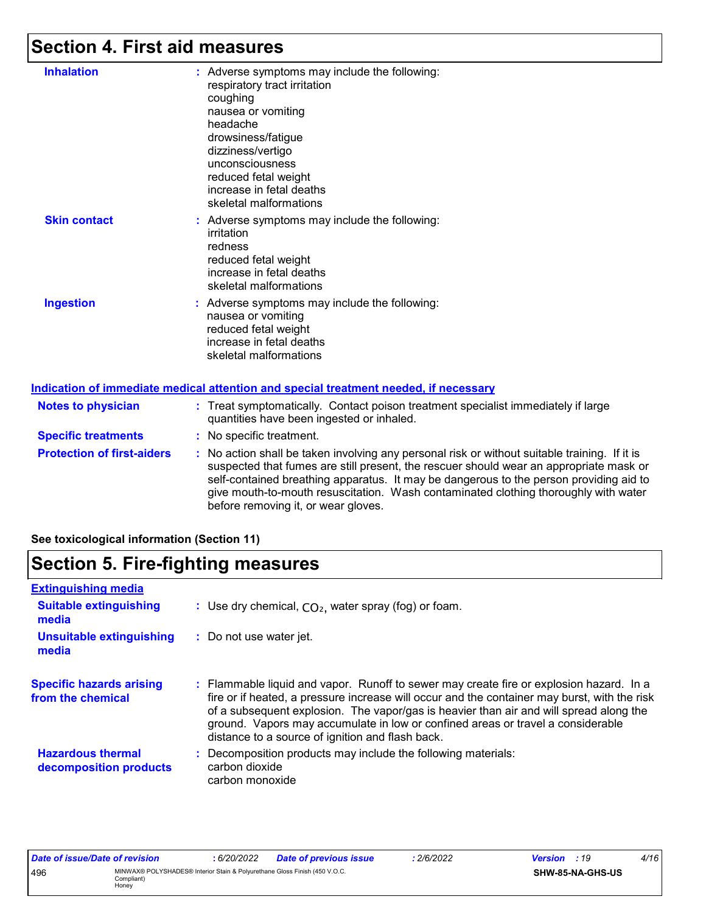# Section 4. First aid measures

**Inhalation** : Adverse symptoms may include the following:
respiratory tract irritation
coughing
nausea or vomiting
headache
drowsiness/fatigue
dizziness/vertigo
unconsciousness
reduced fetal weight
increase in fetal deaths
skeletal malformations

**Skin contact** : Adverse symptoms may include the following:
irritation
redness
reduced fetal weight
increase in fetal deaths
skeletal malformations

**Ingestion** : Adverse symptoms may include the following:
nausea or vomiting
reduced fetal weight
increase in fetal deaths
skeletal malformations

**Indication of immediate medical attention and special treatment needed, if necessary**

**Notes to physician** : Treat symptomatically. Contact poison treatment specialist immediately if large quantities have been ingested or inhaled.

**Specific treatments** : No specific treatment.

**Protection of first-aiders** : No action shall be taken involving any personal risk or without suitable training. If it is suspected that fumes are still present, the rescuer should wear an appropriate mask or self-contained breathing apparatus. It may be dangerous to the person providing aid to give mouth-to-mouth resuscitation. Wash contaminated clothing thoroughly with water before removing it, or wear gloves.

**See toxicological information (Section 11)**

# Section 5. Fire-fighting measures

**Extinguishing media**

**Suitable extinguishing media** : Use dry chemical, $CO_2$, water spray (fog) or foam.

**Unsuitable extinguishing media** : Do not use water jet.

**Specific hazards arising from the chemical** : Flammable liquid and vapor. Runoff to sewer may create fire or explosion hazard. In a fire or if heated, a pressure increase will occur and the container may burst, with the risk of a subsequent explosion. The vapor/gas is heavier than air and will spread along the ground. Vapors may accumulate in low or confined areas or travel a considerable distance to a source of ignition and flash back.

**Hazardous thermal decomposition products** : Decomposition products may include the following materials:
carbon dioxide
carbon monoxide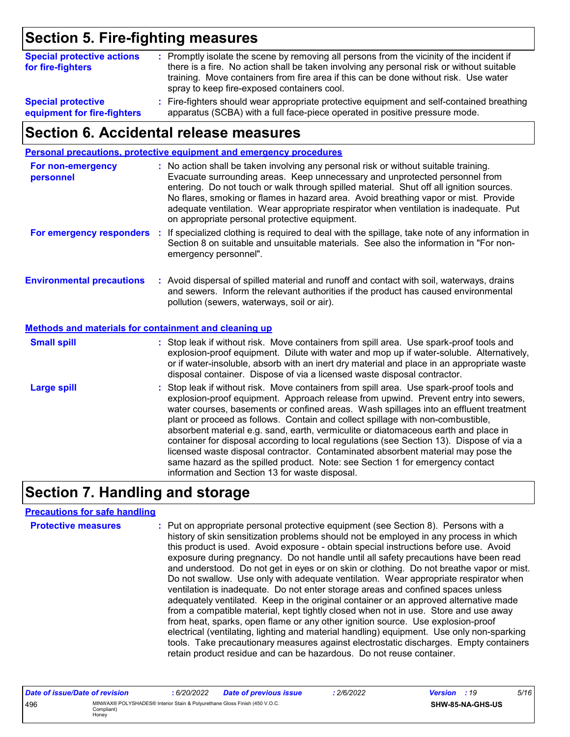## Section 5. Fire-fighting measures

**Special protective actions for fire-fighters** : Promptly isolate the scene by removing all persons from the vicinity of the incident if there is a fire. No action shall be taken involving any personal risk or without suitable training. Move containers from fire area if this can be done without risk. Use water spray to keep fire-exposed containers cool.

**Special protective equipment for fire-fighters** : Fire-fighters should wear appropriate protective equipment and self-contained breathing apparatus (SCBA) with a full face-piece operated in positive pressure mode.

## Section 6. Accidental release measures

### Personal precautions, protective equipment and emergency procedures

**For non-emergency personnel** : No action shall be taken involving any personal risk or without suitable training. Evacuate surrounding areas. Keep unnecessary and unprotected personnel from entering. Do not touch or walk through spilled material. Shut off all ignition sources. No flares, smoking or flames in hazard area. Avoid breathing vapor or mist. Provide adequate ventilation. Wear appropriate respirator when ventilation is inadequate. Put on appropriate personal protective equipment.

**For emergency responders** : If specialized clothing is required to deal with the spillage, take note of any information in Section 8 on suitable and unsuitable materials. See also the information in "For non-emergency personnel".

**Environmental precautions** : Avoid dispersal of spilled material and runoff and contact with soil, waterways, drains and sewers. Inform the relevant authorities if the product has caused environmental pollution (sewers, waterways, soil or air).

### Methods and materials for containment and cleaning up

**Small spill** : Stop leak if without risk. Move containers from spill area. Use spark-proof tools and explosion-proof equipment. Dilute with water and mop up if water-soluble. Alternatively, or if water-insoluble, absorb with an inert dry material and place in an appropriate waste disposal container. Dispose of via a licensed waste disposal contractor.

**Large spill** : Stop leak if without risk. Move containers from spill area. Use spark-proof tools and explosion-proof equipment. Approach release from upwind. Prevent entry into sewers, water courses, basements or confined areas. Wash spillages into an effluent treatment plant or proceed as follows. Contain and collect spillage with non-combustible, absorbent material e.g. sand, earth, vermiculite or diatomaceous earth and place in container for disposal according to local regulations (see Section 13). Dispose of via a licensed waste disposal contractor. Contaminated absorbent material may pose the same hazard as the spilled product. Note: see Section 1 for emergency contact information and Section 13 for waste disposal.

## Section 7. Handling and storage

### Precautions for safe handling

**Protective measures** : Put on appropriate personal protective equipment (see Section 8). Persons with a history of skin sensitization problems should not be employed in any process in which this product is used. Avoid exposure - obtain special instructions before use. Avoid exposure during pregnancy. Do not handle until all safety precautions have been read and understood. Do not get in eyes or on skin or clothing. Do not breathe vapor or mist. Do not swallow. Use only with adequate ventilation. Wear appropriate respirator when ventilation is inadequate. Do not enter storage areas and confined spaces unless adequately ventilated. Keep in the original container or an approved alternative made from a compatible material, kept tightly closed when not in use. Store and use away from heat, sparks, open flame or any other ignition source. Use explosion-proof electrical (ventilating, lighting and material handling) equipment. Use only non-sparking tools. Take precautionary measures against electrostatic discharges. Empty containers retain product residue and can be hazardous. Do not reuse container.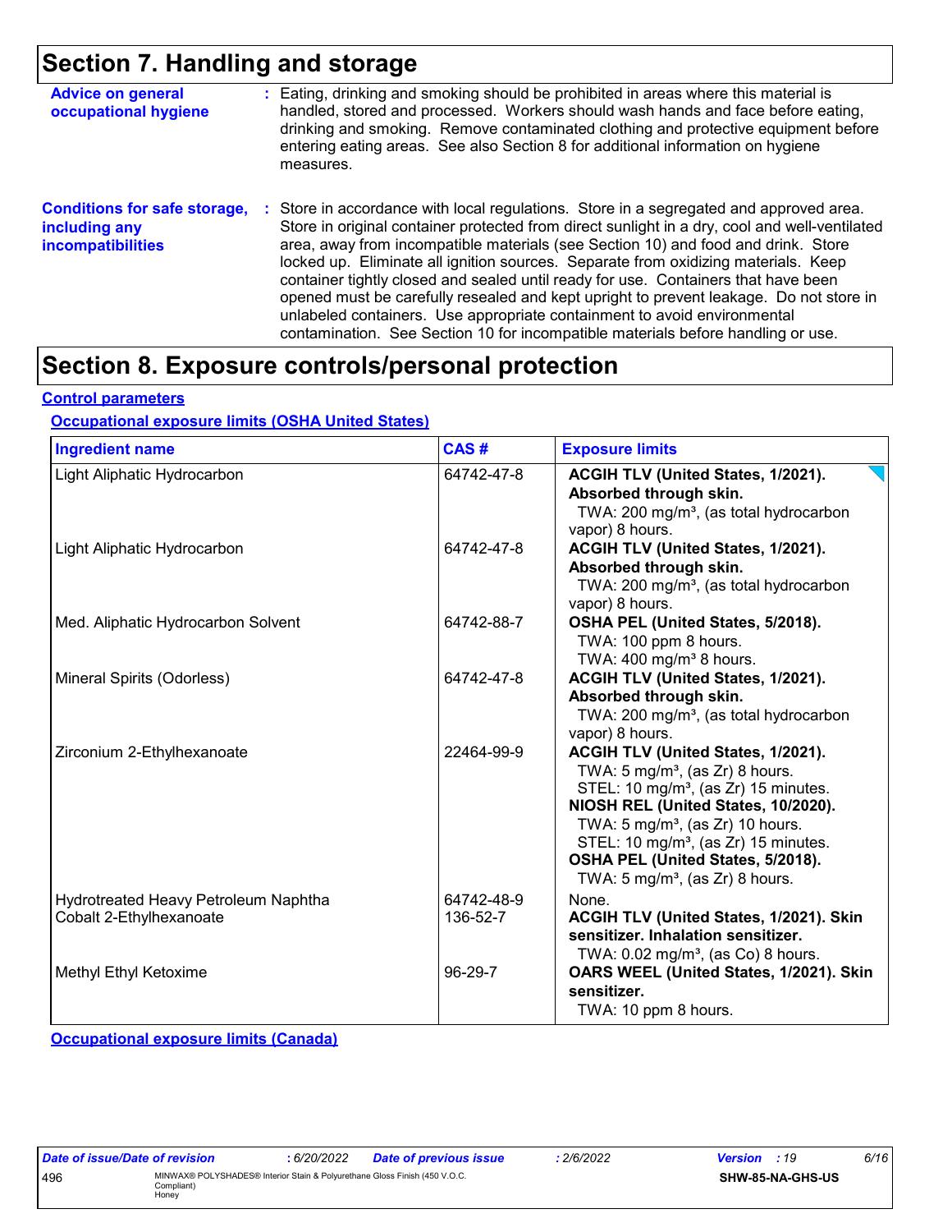## Section 7. Handling and storage

**Advice on general occupational hygiene** : Eating, drinking and smoking should be prohibited in areas where this material is handled, stored and processed. Workers should wash hands and face before eating, drinking and smoking. Remove contaminated clothing and protective equipment before entering eating areas. See also Section 8 for additional information on hygiene measures.

**Conditions for safe storage, including any incompatibilities** : Store in accordance with local regulations. Store in a segregated and approved area. Store in original container protected from direct sunlight in a dry, cool and well-ventilated area, away from incompatible materials (see Section 10) and food and drink. Store locked up. Eliminate all ignition sources. Separate from oxidizing materials. Keep container tightly closed and sealed until ready for use. Containers that have been opened must be carefully resealed and kept upright to prevent leakage. Do not store in unlabeled containers. Use appropriate containment to avoid environmental contamination. See Section 10 for incompatible materials before handling or use.

## Section 8. Exposure controls/personal protection

**Control parameters**

**Occupational exposure limits (OSHA United States)**

| Ingredient name | CAS # | Exposure limits |
|---|---|---|
| Light Aliphatic Hydrocarbon | 64742-47-8 | **ACGIH TLV (United States, 1/2021). Absorbed through skin.** TWA: 200 mg/m³, (as total hydrocarbon vapor) 8 hours. |
| Light Aliphatic Hydrocarbon | 64742-47-8 | **ACGIH TLV (United States, 1/2021). Absorbed through skin.** TWA: 200 mg/m³, (as total hydrocarbon vapor) 8 hours. |
| Med. Aliphatic Hydrocarbon Solvent | 64742-88-7 | **OSHA PEL (United States, 5/2018).** TWA: 100 ppm 8 hours. TWA: 400 mg/m³ 8 hours. |
| Mineral Spirits (Odorless) | 64742-47-8 | **ACGIH TLV (United States, 1/2021). Absorbed through skin.** TWA: 200 mg/m³, (as total hydrocarbon vapor) 8 hours. |
| Zirconium 2-Ethylhexanoate | 22464-99-9 | **ACGIH TLV (United States, 1/2021).** TWA: 5 mg/m³, (as Zr) 8 hours. STEL: 10 mg/m³, (as Zr) 15 minutes. **NIOSH REL (United States, 10/2020).** TWA: 5 mg/m³, (as Zr) 10 hours. STEL: 10 mg/m³, (as Zr) 15 minutes. **OSHA PEL (United States, 5/2018).** TWA: 5 mg/m³, (as Zr) 8 hours. |
| Hydrotreated Heavy Petroleum Naphtha | 64742-48-9 | None. |
| Cobalt 2-Ethylhexanoate | 136-52-7 | **ACGIH TLV (United States, 1/2021). Skin sensitizer. Inhalation sensitizer.** TWA: 0.02 mg/m³, (as Co) 8 hours. |
| Methyl Ethyl Ketoxime | 96-29-7 | **OARS WEEL (United States, 1/2021). Skin sensitizer.** TWA: 10 ppm 8 hours. |

**Occupational exposure limits (Canada)**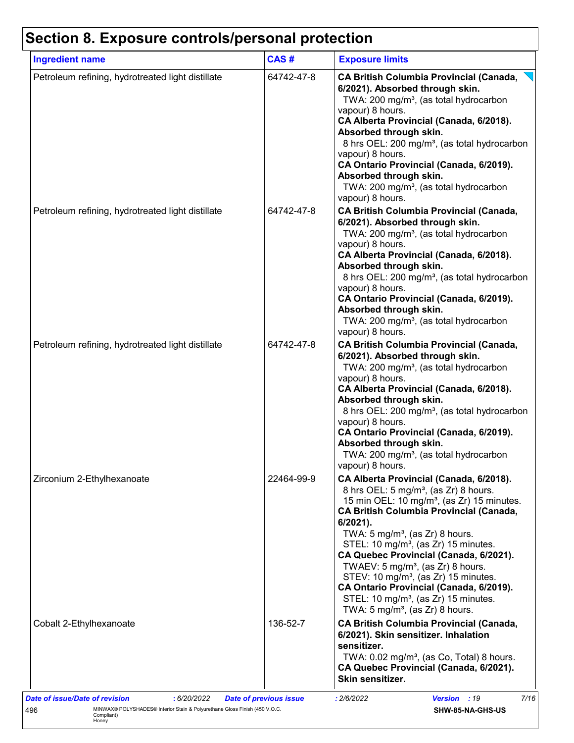# Section 8. Exposure controls/personal protection

| Ingredient name | CAS # | Exposure limits |
| --- | --- | --- |
| Petroleum refining, hydrotreated light distillate | 64742-47-8 | **CA British Columbia Provincial (Canada, 6/2021). Absorbed through skin.**<br>TWA: 200 mg/m³, (as total hydrocarbon vapour) 8 hours.<br>**CA Alberta Provincial (Canada, 6/2018). Absorbed through skin.**<br>8 hrs OEL: 200 mg/m³, (as total hydrocarbon vapour) 8 hours.<br>**CA Ontario Provincial (Canada, 6/2019). Absorbed through skin.**<br>TWA: 200 mg/m³, (as total hydrocarbon vapour) 8 hours. |
| Petroleum refining, hydrotreated light distillate | 64742-47-8 | **CA British Columbia Provincial (Canada, 6/2021). Absorbed through skin.**<br>TWA: 200 mg/m³, (as total hydrocarbon vapour) 8 hours.<br>**CA Alberta Provincial (Canada, 6/2018). Absorbed through skin.**<br>8 hrs OEL: 200 mg/m³, (as total hydrocarbon vapour) 8 hours.<br>**CA Ontario Provincial (Canada, 6/2019). Absorbed through skin.**<br>TWA: 200 mg/m³, (as total hydrocarbon vapour) 8 hours. |
| Petroleum refining, hydrotreated light distillate | 64742-47-8 | **CA British Columbia Provincial (Canada, 6/2021). Absorbed through skin.**<br>TWA: 200 mg/m³, (as total hydrocarbon vapour) 8 hours.<br>**CA Alberta Provincial (Canada, 6/2018). Absorbed through skin.**<br>8 hrs OEL: 200 mg/m³, (as total hydrocarbon vapour) 8 hours.<br>**CA Ontario Provincial (Canada, 6/2019). Absorbed through skin.**<br>TWA: 200 mg/m³, (as total hydrocarbon vapour) 8 hours. |
| Zirconium 2-Ethylhexanoate | 22464-99-9 | **CA Alberta Provincial (Canada, 6/2018).**<br>8 hrs OEL: 5 mg/m³, (as Zr) 8 hours.<br>15 min OEL: 10 mg/m³, (as Zr) 15 minutes.<br>**CA British Columbia Provincial (Canada, 6/2021).**<br>TWA: 5 mg/m³, (as Zr) 8 hours.<br>STEL: 10 mg/m³, (as Zr) 15 minutes.<br>**CA Quebec Provincial (Canada, 6/2021).**<br>TWAEV: 5 mg/m³, (as Zr) 8 hours.<br>STEV: 10 mg/m³, (as Zr) 15 minutes.<br>**CA Ontario Provincial (Canada, 6/2019).**<br>STEL: 10 mg/m³, (as Zr) 15 minutes.<br>TWA: 5 mg/m³, (as Zr) 8 hours. |
| Cobalt 2-Ethylhexanoate | 136-52-7 | **CA British Columbia Provincial (Canada, 6/2021). Skin sensitizer. Inhalation sensitizer.**<br>TWA: 0.02 mg/m³, (as Co, Total) 8 hours.<br>**CA Quebec Provincial (Canada, 6/2021). Skin sensitizer.** |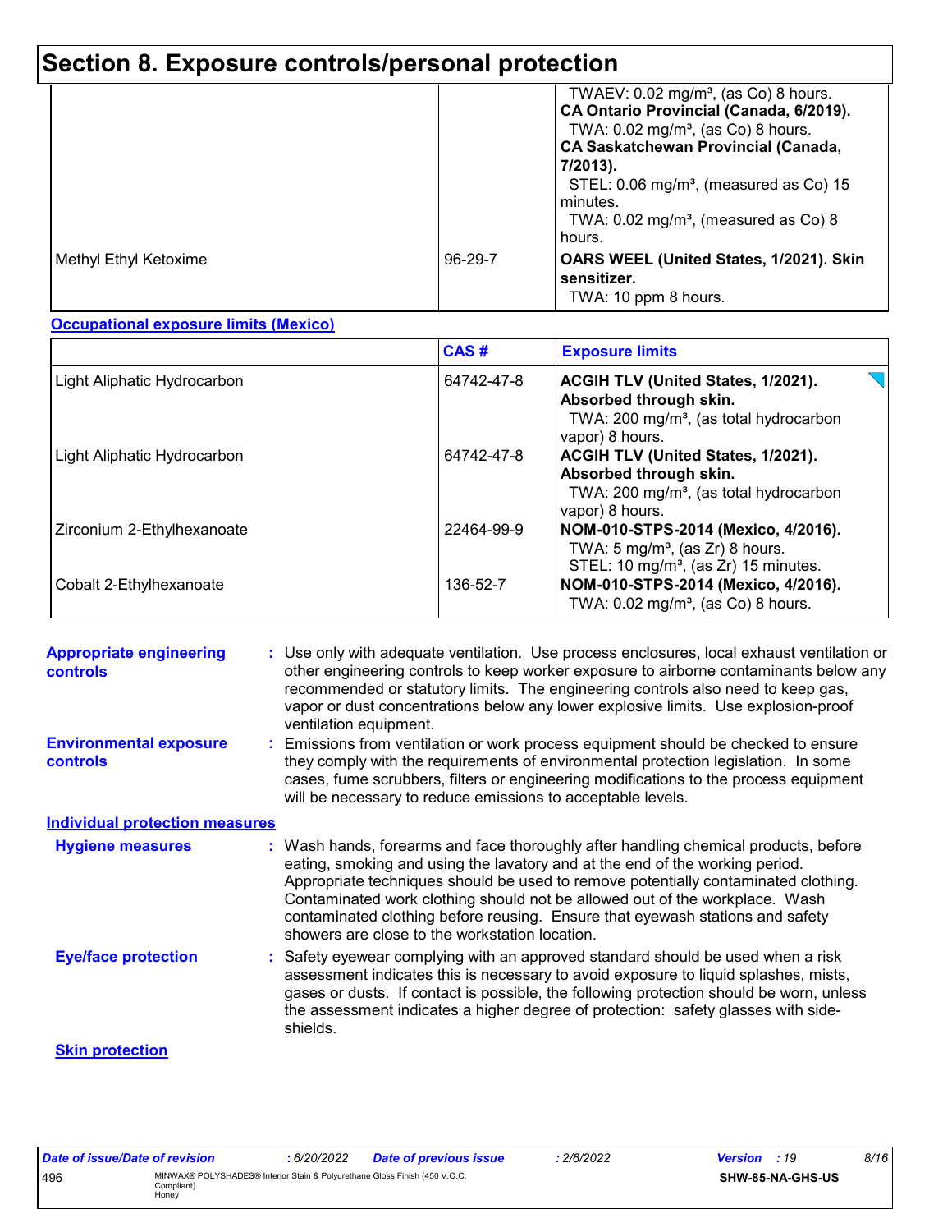# Section 8. Exposure controls/personal protection

| | | |
|---|---|---|
| | | TWAEV: 0.02 mg/m³, (as Co) 8 hours.<br>**CA Ontario Provincial (Canada, 6/2019).**<br>TWA: 0.02 mg/m³, (as Co) 8 hours.<br>**CA Saskatchewan Provincial (Canada, 7/2013).**<br>STEL: 0.06 mg/m³, (measured as Co) 15 minutes.<br>TWA: 0.02 mg/m³, (measured as Co) 8 hours. |
| Methyl Ethyl Ketoxime | 96-29-7 | **OARS WEEL (United States, 1/2021). Skin sensitizer.**<br>TWA: 10 ppm 8 hours. |

**Occupational exposure limits (Mexico)**

| | CAS # | Exposure limits |
|---|---|---|
| Light Aliphatic Hydrocarbon | 64742-47-8 | **ACGIH TLV (United States, 1/2021). Absorbed through skin.**<br>TWA: 200 mg/m³, (as total hydrocarbon vapor) 8 hours. |
| Light Aliphatic Hydrocarbon | 64742-47-8 | **ACGIH TLV (United States, 1/2021). Absorbed through skin.**<br>TWA: 200 mg/m³, (as total hydrocarbon vapor) 8 hours. |
| Zirconium 2-Ethylhexanoate | 22464-99-9 | **NOM-010-STPS-2014 (Mexico, 4/2016).**<br>TWA: 5 mg/m³, (as Zr) 8 hours.<br>STEL: 10 mg/m³, (as Zr) 15 minutes. |
| Cobalt 2-Ethylhexanoate | 136-52-7 | **NOM-010-STPS-2014 (Mexico, 4/2016).**<br>TWA: 0.02 mg/m³, (as Co) 8 hours. |

**Appropriate engineering controls** : Use only with adequate ventilation. Use process enclosures, local exhaust ventilation or other engineering controls to keep worker exposure to airborne contaminants below any recommended or statutory limits. The engineering controls also need to keep gas, vapor or dust concentrations below any lower explosive limits. Use explosion-proof ventilation equipment.

**Environmental exposure controls** : Emissions from ventilation or work process equipment should be checked to ensure they comply with the requirements of environmental protection legislation. In some cases, fume scrubbers, filters or engineering modifications to the process equipment will be necessary to reduce emissions to acceptable levels.

**Individual protection measures**

**Hygiene measures** : Wash hands, forearms and face thoroughly after handling chemical products, before eating, smoking and using the lavatory and at the end of the working period. Appropriate techniques should be used to remove potentially contaminated clothing. Contaminated work clothing should not be allowed out of the workplace. Wash contaminated clothing before reusing. Ensure that eyewash stations and safety showers are close to the workstation location.

**Eye/face protection** : Safety eyewear complying with an approved standard should be used when a risk assessment indicates this is necessary to avoid exposure to liquid splashes, mists, gases or dusts. If contact is possible, the following protection should be worn, unless the assessment indicates a higher degree of protection: safety glasses with side-shields.

**Skin protection**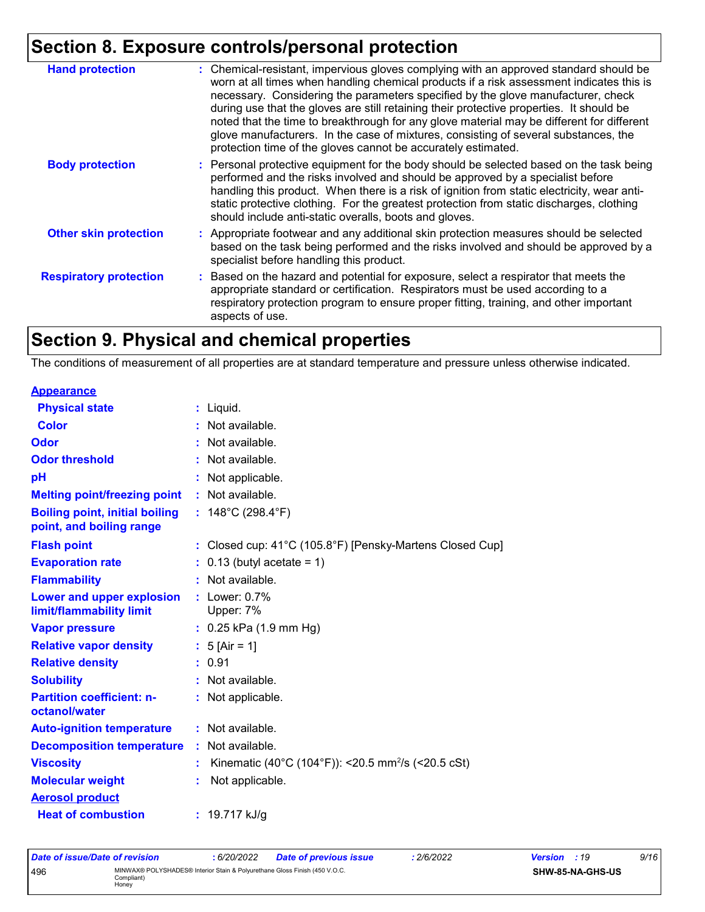## Section 8. Exposure controls/personal protection

| | |
|---|---|
| **Hand protection** | : Chemical-resistant, impervious gloves complying with an approved standard should be worn at all times when handling chemical products if a risk assessment indicates this is necessary. Considering the parameters specified by the glove manufacturer, check during use that the gloves are still retaining their protective properties. It should be noted that the time to breakthrough for any glove material may be different for different glove manufacturers. In the case of mixtures, consisting of several substances, the protection time of the gloves cannot be accurately estimated. |
| **Body protection** | : Personal protective equipment for the body should be selected based on the task being performed and the risks involved and should be approved by a specialist before handling this product. When there is a risk of ignition from static electricity, wear anti-static protective clothing. For the greatest protection from static discharges, clothing should include anti-static overalls, boots and gloves. |
| **Other skin protection** | : Appropriate footwear and any additional skin protection measures should be selected based on the task being performed and the risks involved and should be approved by a specialist before handling this product. |
| **Respiratory protection** | : Based on the hazard and potential for exposure, select a respirator that meets the appropriate standard or certification. Respirators must be used according to a respiratory protection program to ensure proper fitting, training, and other important aspects of use. |

## Section 9. Physical and chemical properties

The conditions of measurement of all properties are at standard temperature and pressure unless otherwise indicated.

**Appearance**

| | |
|---|---|
| **Physical state** | : Liquid. |
| **Color** | : Not available. |
| **Odor** | : Not available. |
| **Odor threshold** | : Not available. |
| **pH** | : Not applicable. |
| **Melting point/freezing point** | : Not available. |
| **Boiling point, initial boiling point, and boiling range** | : 148°C (298.4°F) |
| **Flash point** | : Closed cup: 41°C (105.8°F) [Pensky-Martens Closed Cup] |
| **Evaporation rate** | : 0.13 (butyl acetate = 1) |
| **Flammability** | : Not available. |
| **Lower and upper explosion limit/flammability limit** | : Lower: 0.7%<br>Upper: 7% |
| **Vapor pressure** | : 0.25 kPa (1.9 mm Hg) |
| **Relative vapor density** | : 5 [Air = 1] |
| **Relative density** | : 0.91 |
| **Solubility** | : Not available. |
| **Partition coefficient: n-octanol/water** | : Not applicable. |
| **Auto-ignition temperature** | : Not available. |
| **Decomposition temperature** | : Not available. |
| **Viscosity** | : Kinematic (40°C (104°F)): <20.5 $mm^2/s$ (<20.5 cSt) |
| **Molecular weight** | : Not applicable. |

**Aerosol product**

| | |
|---|---|
| **Heat of combustion** | : 19.717 kJ/g |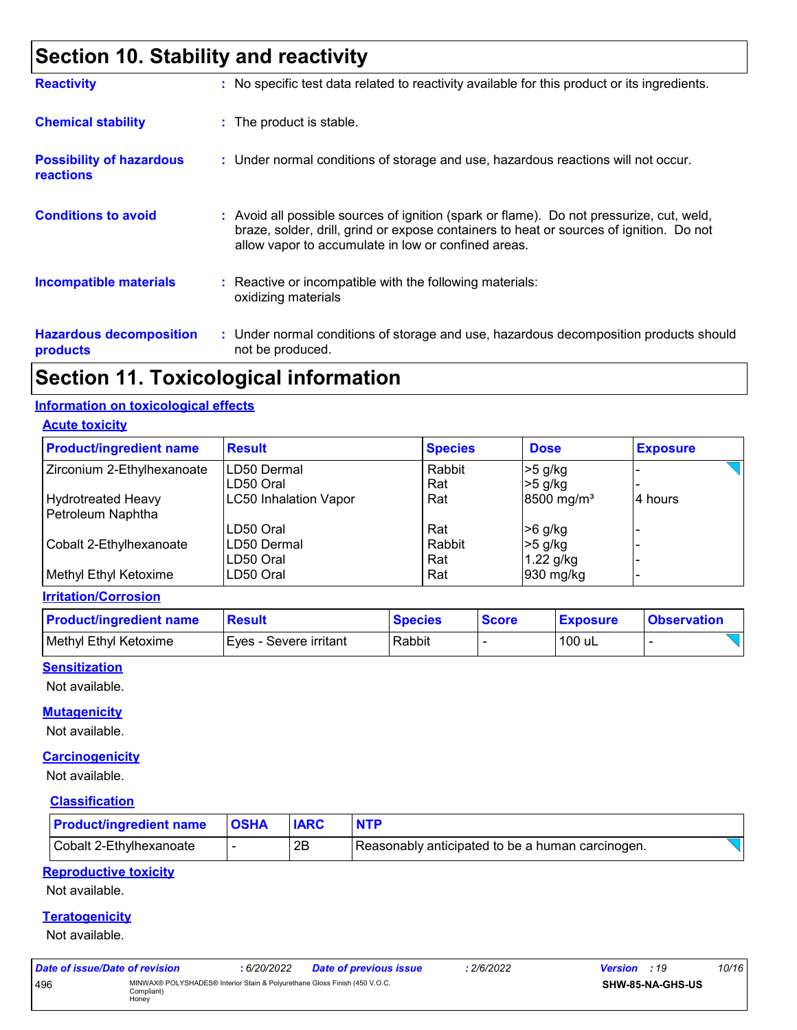# Section 10. Stability and reactivity

**Reactivity** : No specific test data related to reactivity available for this product or its ingredients.

**Chemical stability** : The product is stable.

**Possibility of hazardous reactions** : Under normal conditions of storage and use, hazardous reactions will not occur.

**Conditions to avoid** : Avoid all possible sources of ignition (spark or flame). Do not pressurize, cut, weld, braze, solder, drill, grind or expose containers to heat or sources of ignition. Do not allow vapor to accumulate in low or confined areas.

**Incompatible materials** : Reactive or incompatible with the following materials:
oxidizing materials

**Hazardous decomposition products** : Under normal conditions of storage and use, hazardous decomposition products should not be produced.

# Section 11. Toxicological information

## Information on toxicological effects

### Acute toxicity

| Product/ingredient name | Result | Species | Dose | Exposure |
|---|---|---|---|---|
| Zirconium 2-Ethylhexanoate | LD50 Dermal | Rabbit | >5 g/kg | - |
| | LD50 Oral | Rat | >5 g/kg | - |
| Hydrotreated Heavy Petroleum Naphtha | LC50 Inhalation Vapor | Rat | 8500 mg/m³ | 4 hours |
| | LD50 Oral | Rat | >6 g/kg | - |
| Cobalt 2-Ethylhexanoate | LD50 Dermal | Rabbit | >5 g/kg | - |
| | LD50 Oral | Rat | 1.22 g/kg | - |
| Methyl Ethyl Ketoxime | LD50 Oral | Rat | 930 mg/kg | - |

### Irritation/Corrosion

| Product/ingredient name | Result | Species | Score | Exposure | Observation |
|---|---|---|---|---|---|
| Methyl Ethyl Ketoxime | Eyes - Severe irritant | Rabbit | - | 100 uL | - |

### Sensitization

Not available.

### Mutagenicity

Not available.

### Carcinogenicity

Not available.

#### Classification

| Product/ingredient name | OSHA | IARC | NTP |
|---|---|---|---|
| Cobalt 2-Ethylhexanoate | - | 2B | Reasonably anticipated to be a human carcinogen. |

### Reproductive toxicity

Not available.

### Teratogenicity

Not available.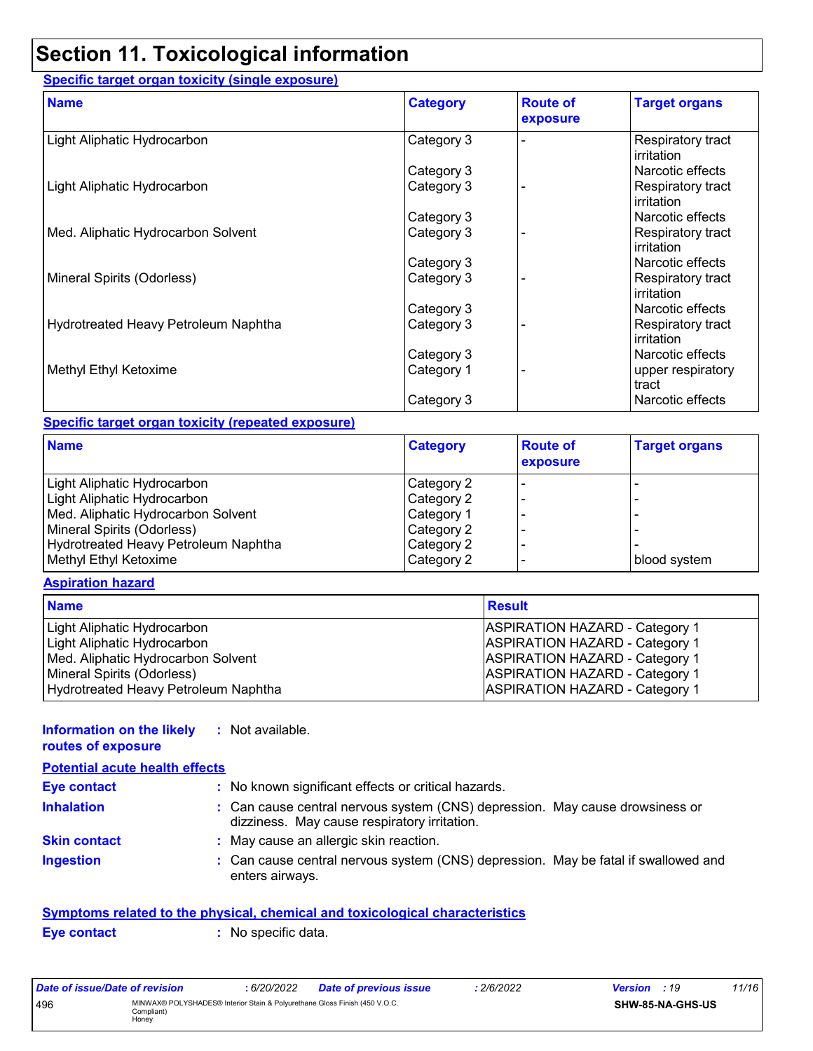# Section 11. Toxicological information

### Specific target organ toxicity (single exposure)

| Name | Category | Route of exposure | Target organs |
|---|---|---|---|
| Light Aliphatic Hydrocarbon | Category 3 | - | Respiratory tract irritation |
| | Category 3 | | Narcotic effects |
| Light Aliphatic Hydrocarbon | Category 3 | - | Respiratory tract irritation |
| | Category 3 | | Narcotic effects |
| Med. Aliphatic Hydrocarbon Solvent | Category 3 | - | Respiratory tract irritation |
| | Category 3 | | Narcotic effects |
| Mineral Spirits (Odorless) | Category 3 | - | Respiratory tract irritation |
| | Category 3 | | Narcotic effects |
| Hydrotreated Heavy Petroleum Naphtha | Category 3 | - | Respiratory tract irritation |
| | Category 3 | | Narcotic effects |
| Methyl Ethyl Ketoxime | Category 1 | - | upper respiratory tract |
| | Category 3 | | Narcotic effects |

### Specific target organ toxicity (repeated exposure)

| Name | Category | Route of exposure | Target organs |
|---|---|---|---|
| Light Aliphatic Hydrocarbon | Category 2 | - | - |
| Light Aliphatic Hydrocarbon | Category 2 | - | - |
| Med. Aliphatic Hydrocarbon Solvent | Category 1 | - | - |
| Mineral Spirits (Odorless) | Category 2 | - | - |
| Hydrotreated Heavy Petroleum Naphtha | Category 2 | - | - |
| Methyl Ethyl Ketoxime | Category 2 | - | blood system |

### Aspiration hazard

| Name | Result |
|---|---|
| Light Aliphatic Hydrocarbon | ASPIRATION HAZARD - Category 1 |
| Light Aliphatic Hydrocarbon | ASPIRATION HAZARD - Category 1 |
| Med. Aliphatic Hydrocarbon Solvent | ASPIRATION HAZARD - Category 1 |
| Mineral Spirits (Odorless) | ASPIRATION HAZARD - Category 1 |
| Hydrotreated Heavy Petroleum Naphtha | ASPIRATION HAZARD - Category 1 |

**Information on the likely routes of exposure** : Not available.

### Potential acute health effects

**Eye contact** : No known significant effects or critical hazards.

**Inhalation** : Can cause central nervous system (CNS) depression. May cause drowsiness or dizziness. May cause respiratory irritation.

**Skin contact** : May cause an allergic skin reaction.

**Ingestion** : Can cause central nervous system (CNS) depression. May be fatal if swallowed and enters airways.

### Symptoms related to the physical, chemical and toxicological characteristics

**Eye contact** : No specific data.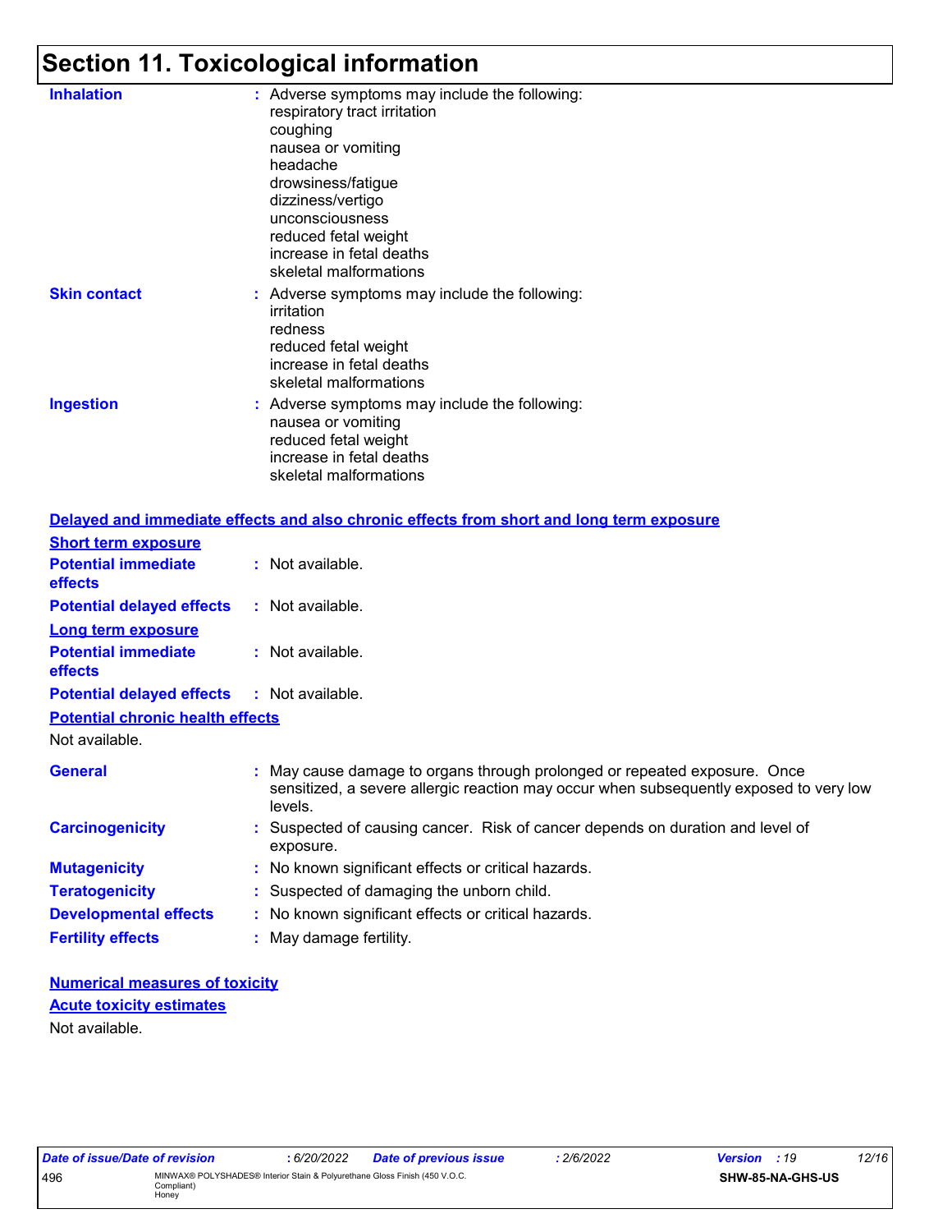# Section 11. Toxicological information

**Inhalation** : Adverse symptoms may include the following:
respiratory tract irritation
coughing
nausea or vomiting
headache
drowsiness/fatigue
dizziness/vertigo
unconsciousness
reduced fetal weight
increase in fetal deaths
skeletal malformations

**Skin contact** : Adverse symptoms may include the following:
irritation
redness
reduced fetal weight
increase in fetal deaths
skeletal malformations

**Ingestion** : Adverse symptoms may include the following:
nausea or vomiting
reduced fetal weight
increase in fetal deaths
skeletal malformations

## Delayed and immediate effects and also chronic effects from short and long term exposure

### Short term exposure

**Potential immediate effects** : Not available.

**Potential delayed effects** : Not available.

### Long term exposure

**Potential immediate effects** : Not available.

**Potential delayed effects** : Not available.

### Potential chronic health effects

Not available.

**General** : May cause damage to organs through prolonged or repeated exposure. Once sensitized, a severe allergic reaction may occur when subsequently exposed to very low levels.

**Carcinogenicity** : Suspected of causing cancer. Risk of cancer depends on duration and level of exposure.

**Mutagenicity** : No known significant effects or critical hazards.

**Teratogenicity** : Suspected of damaging the unborn child.

**Developmental effects** : No known significant effects or critical hazards.

**Fertility effects** : May damage fertility.

## Numerical measures of toxicity

### Acute toxicity estimates

Not available.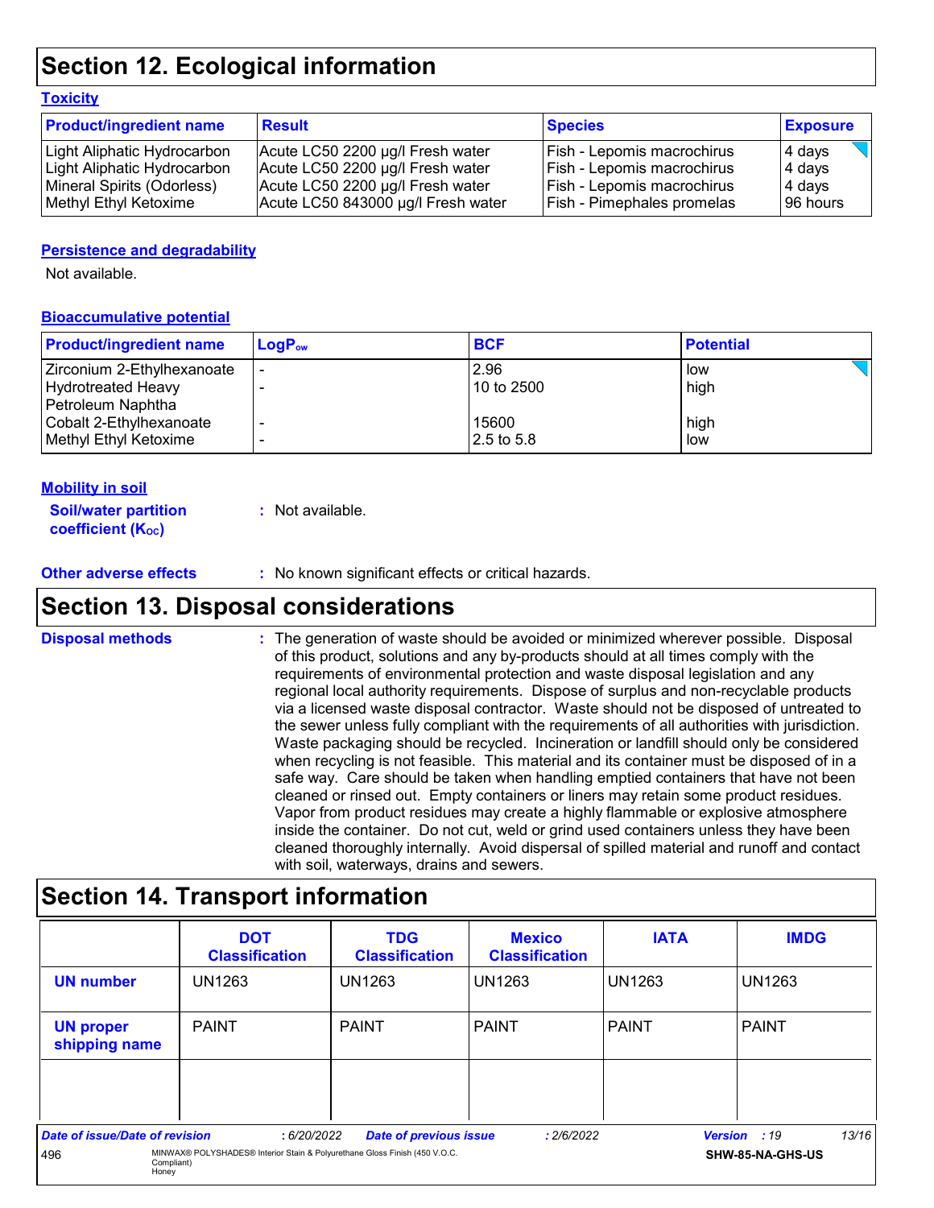# Section 12. Ecological information

### Toxicity

| Product/ingredient name | Result | Species | Exposure |
|---|---|---|---|
| Light Aliphatic Hydrocarbon | Acute LC50 2200 µg/l Fresh water | Fish - Lepomis macrochirus | 4 days |
| Light Aliphatic Hydrocarbon | Acute LC50 2200 µg/l Fresh water | Fish - Lepomis macrochirus | 4 days |
| Mineral Spirits (Odorless) | Acute LC50 2200 µg/l Fresh water | Fish - Lepomis macrochirus | 4 days |
| Methyl Ethyl Ketoxime | Acute LC50 843000 µg/l Fresh water | Fish - Pimephales promelas | 96 hours |

### Persistence and degradability

Not available.

### Bioaccumulative potential

| Product/ingredient name | $LogP_{ow}$ | BCF | Potential |
|---|---|---|---|
| Zirconium 2-Ethylhexanoate | - | 2.96 | low |
| Hydrotreated Heavy Petroleum Naphtha | - | 10 to 2500 | high |
| Cobalt 2-Ethylhexanoate | - | 15600 | high |
| Methyl Ethyl Ketoxime | - | 2.5 to 5.8 | low |

### Mobility in soil

**Soil/water partition coefficient ($K_{OC}$)** : Not available.

**Other adverse effects** : No known significant effects or critical hazards.

# Section 13. Disposal considerations

**Disposal methods** : The generation of waste should be avoided or minimized wherever possible. Disposal of this product, solutions and any by-products should at all times comply with the requirements of environmental protection and waste disposal legislation and any regional local authority requirements. Dispose of surplus and non-recyclable products via a licensed waste disposal contractor. Waste should not be disposed of untreated to the sewer unless fully compliant with the requirements of all authorities with jurisdiction. Waste packaging should be recycled. Incineration or landfill should only be considered when recycling is not feasible. This material and its container must be disposed of in a safe way. Care should be taken when handling emptied containers that have not been cleaned or rinsed out. Empty containers or liners may retain some product residues. Vapor from product residues may create a highly flammable or explosive atmosphere inside the container. Do not cut, weld or grind used containers unless they have been cleaned thoroughly internally. Avoid dispersal of spilled material and runoff and contact with soil, waterways, drains and sewers.

# Section 14. Transport information

| | DOT Classification | TDG Classification | Mexico Classification | IATA | IMDG |
|---|---|---|---|---|---|
| **UN number** | UN1263 | UN1263 | UN1263 | UN1263 | UN1263 |
| **UN proper shipping name** | PAINT | PAINT | PAINT | PAINT | PAINT |
| | | | | | |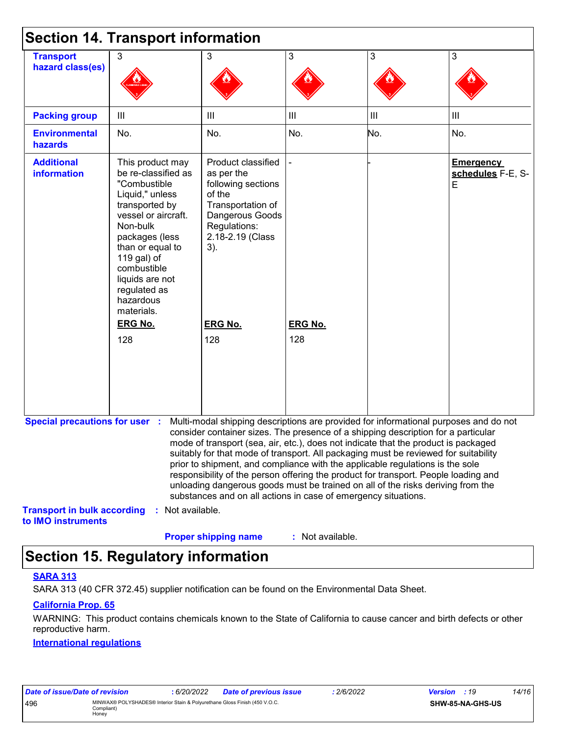## Section 14. Transport information

| | | | | | |
|---|---|---|---|---|---|
| **Transport hazard class(es)** | 3 | 3 | 3 | 3 | 3 |
| **Packing group** | III | III | III | III | III |
| **Environmental hazards** | No. | No. | No. | No. | No. |
| **Additional information** | This product may be re-classified as "Combustible Liquid," unless transported by vessel or aircraft. Non-bulk packages (less than or equal to 119 gal) of combustible liquids are not regulated as hazardous materials. **ERG No.** 128 | Product classified as per the following sections of the Transportation of Dangerous Goods Regulations: 2.18-2.19 (Class 3). **ERG No.** 128 | - **ERG No.** 128 | - | **Emergency schedules** F-E, S-E |

**Special precautions for user** : Multi-modal shipping descriptions are provided for informational purposes and do not consider container sizes. The presence of a shipping description for a particular mode of transport (sea, air, etc.), does not indicate that the product is packaged suitably for that mode of transport. All packaging must be reviewed for suitability prior to shipment, and compliance with the applicable regulations is the sole responsibility of the person offering the product for transport. People loading and unloading dangerous goods must be trained on all of the risks deriving from the substances and on all actions in case of emergency situations.

**Transport in bulk according to IMO instruments** : Not available.

**Proper shipping name** : Not available.

## Section 15. Regulatory information

**SARA 313**

SARA 313 (40 CFR 372.45) supplier notification can be found on the Environmental Data Sheet.

**California Prop. 65**

WARNING: This product contains chemicals known to the State of California to cause cancer and birth defects or other reproductive harm.

**International regulations**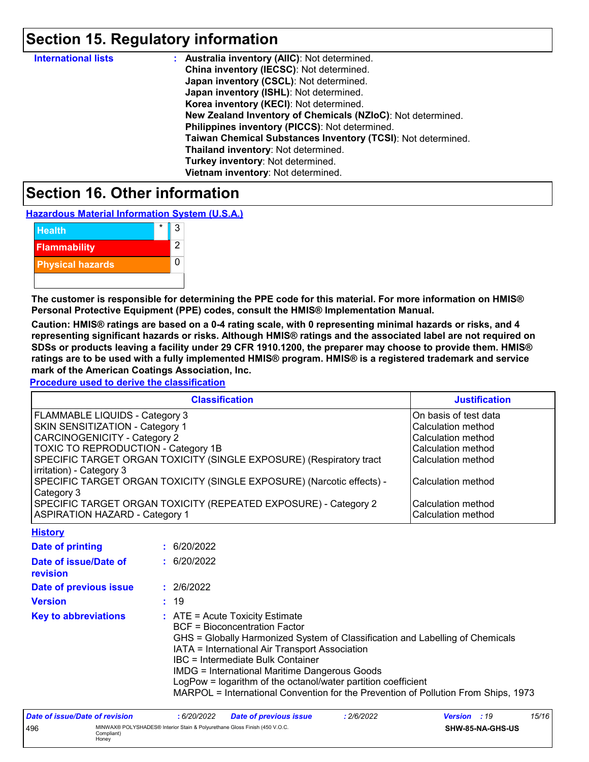# Section 15. Regulatory information

**International lists** : **Australia inventory (AIIC)**: Not determined.
**China inventory (IECSC)**: Not determined.
**Japan inventory (CSCL)**: Not determined.
**Japan inventory (ISHL)**: Not determined.
**Korea inventory (KECI)**: Not determined.
**New Zealand Inventory of Chemicals (NZIoC)**: Not determined.
**Philippines inventory (PICCS)**: Not determined.
**Taiwan Chemical Substances Inventory (TCSI)**: Not determined.
**Thailand inventory**: Not determined.
**Turkey inventory**: Not determined.
**Vietnam inventory**: Not determined.

# Section 16. Other information

**Hazardous Material Information System (U.S.A.)**

| | | |
|---|---|---|
| Health | * | 3 |
| Flammability | | 2 |
| Physical hazards | | 0 |

**The customer is responsible for determining the PPE code for this material. For more information on HMIS® Personal Protective Equipment (PPE) codes, consult the HMIS® Implementation Manual.**

**Caution: HMIS® ratings are based on a 0-4 rating scale, with 0 representing minimal hazards or risks, and 4 representing significant hazards or risks. Although HMIS® ratings and the associated label are not required on SDSs or products leaving a facility under 29 CFR 1910.1200, the preparer may choose to provide them. HMIS® ratings are to be used with a fully implemented HMIS® program. HMIS® is a registered trademark and service mark of the American Coatings Association, Inc.**

**Procedure used to derive the classification**

| Classification | Justification |
|---|---|
| FLAMMABLE LIQUIDS - Category 3 | On basis of test data |
| SKIN SENSITIZATION - Category 1 | Calculation method |
| CARCINOGENICITY - Category 2 | Calculation method |
| TOXIC TO REPRODUCTION - Category 1B | Calculation method |
| SPECIFIC TARGET ORGAN TOXICITY (SINGLE EXPOSURE) (Respiratory tract irritation) - Category 3 | Calculation method |
| SPECIFIC TARGET ORGAN TOXICITY (SINGLE EXPOSURE) (Narcotic effects) - Category 3 | Calculation method |
| SPECIFIC TARGET ORGAN TOXICITY (REPEATED EXPOSURE) - Category 2 | Calculation method |
| ASPIRATION HAZARD - Category 1 | Calculation method |

**History**

**Date of printing** : 6/20/2022

**Date of issue/Date of revision** : 6/20/2022

**Date of previous issue** : 2/6/2022

**Version** : 19

**Key to abbreviations** : ATE = Acute Toxicity Estimate
BCF = Bioconcentration Factor
GHS = Globally Harmonized System of Classification and Labelling of Chemicals
IATA = International Air Transport Association
IBC = Intermediate Bulk Container
IMDG = International Maritime Dangerous Goods
LogPow = logarithm of the octanol/water partition coefficient
MARPOL = International Convention for the Prevention of Pollution From Ships, 1973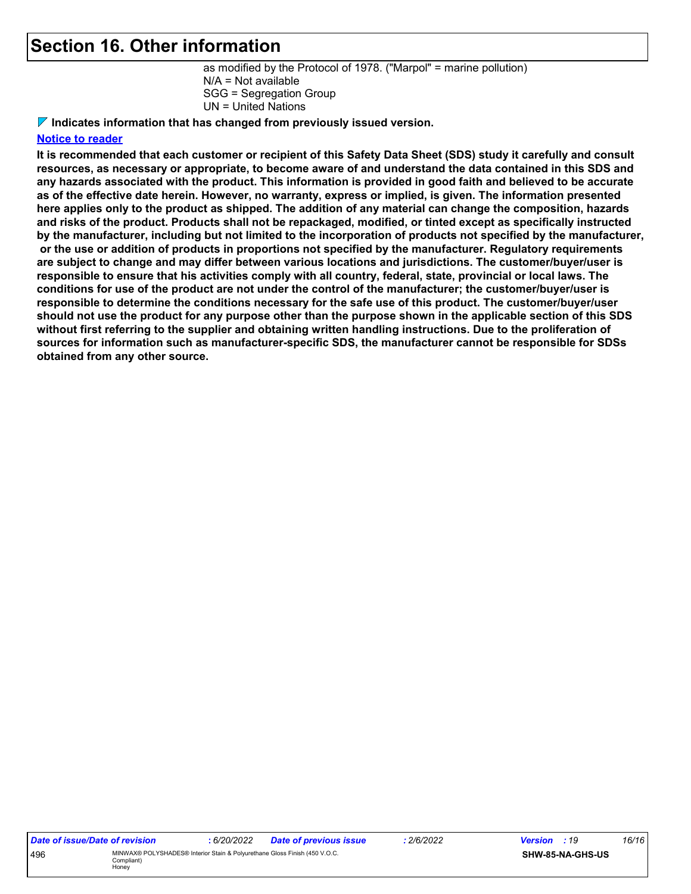# Section 16. Other information

as modified by the Protocol of 1978. ("Marpol" = marine pollution)
N/A = Not available
SGG = Segregation Group
UN = United Nations

**Indicates information that has changed from previously issued version.**

**Notice to reader**

**It is recommended that each customer or recipient of this Safety Data Sheet (SDS) study it carefully and consult resources, as necessary or appropriate, to become aware of and understand the data contained in this SDS and any hazards associated with the product. This information is provided in good faith and believed to be accurate as of the effective date herein. However, no warranty, express or implied, is given. The information presented here applies only to the product as shipped. The addition of any material can change the composition, hazards and risks of the product. Products shall not be repackaged, modified, or tinted except as specifically instructed by the manufacturer, including but not limited to the incorporation of products not specified by the manufacturer, or the use or addition of products in proportions not specified by the manufacturer. Regulatory requirements are subject to change and may differ between various locations and jurisdictions. The customer/buyer/user is responsible to ensure that his activities comply with all country, federal, state, provincial or local laws. The conditions for use of the product are not under the control of the manufacturer; the customer/buyer/user is responsible to determine the conditions necessary for the safe use of this product. The customer/buyer/user should not use the product for any purpose other than the purpose shown in the applicable section of this SDS without first referring to the supplier and obtaining written handling instructions. Due to the proliferation of sources for information such as manufacturer-specific SDS, the manufacturer cannot be responsible for SDSs obtained from any other source.**